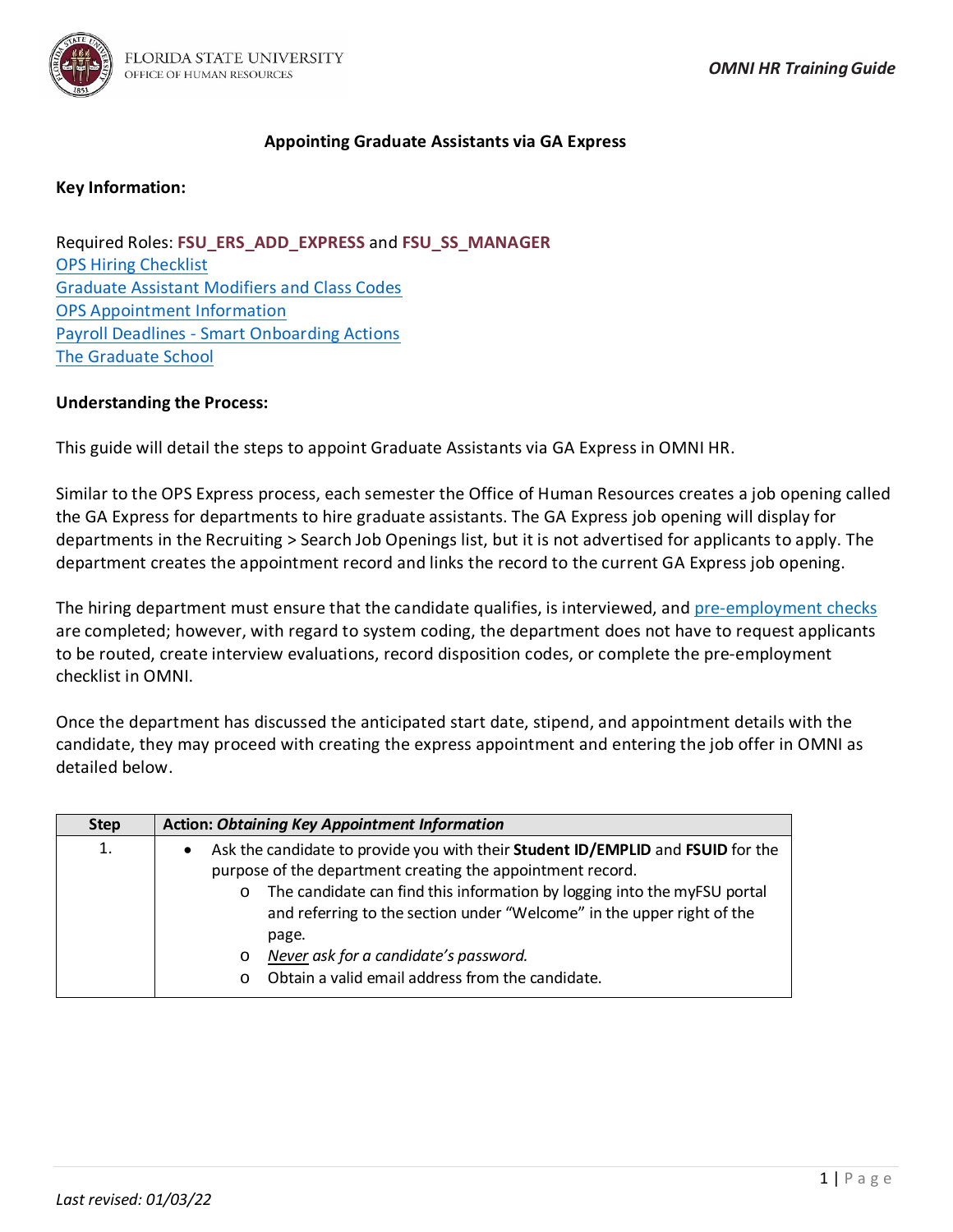# Appointing Graduate Assistants via GA Express

**Key Information:**

Required Roles: **FSU_ERS_ADD_EXPRESS** and **FSU_SS_MANAGER**
OPS Hiring Checklist
Graduate Assistant Modifiers and Class Codes
OPS Appointment Information
Payroll Deadlines - Smart Onboarding Actions
The Graduate School

**Understanding the Process:**

This guide will detail the steps to appoint Graduate Assistants via GA Express in OMNI HR.

Similar to the OPS Express process, each semester the Office of Human Resources creates a job opening called the GA Express for departments to hire graduate assistants. The GA Express job opening will display for departments in the Recruiting > Search Job Openings list, but it is not advertised for applicants to apply. The department creates the appointment record and links the record to the current GA Express job opening.

The hiring department must ensure that the candidate qualifies, is interviewed, and pre-employment checks are completed; however, with regard to system coding, the department does not have to request applicants to be routed, create interview evaluations, record disposition codes, or complete the pre-employment checklist in OMNI.

Once the department has discussed the anticipated start date, stipend, and appointment details with the candidate, they may proceed with creating the express appointment and entering the job offer in OMNI as detailed below.

| Step | Action: *Obtaining Key Appointment Information* |
| --- | --- |
| 1. | • Ask the candidate to provide you with their **Student ID/EMPLID** and **FSUID** for the purpose of the department creating the appointment record.<br>  o The candidate can find this information by logging into the myFSU portal and referring to the section under "Welcome" in the upper right of the page.<br>  o *<u>Never</u> ask for a candidate's password.*<br>  o Obtain a valid email address from the candidate. |

*Last revised: 01/03/22*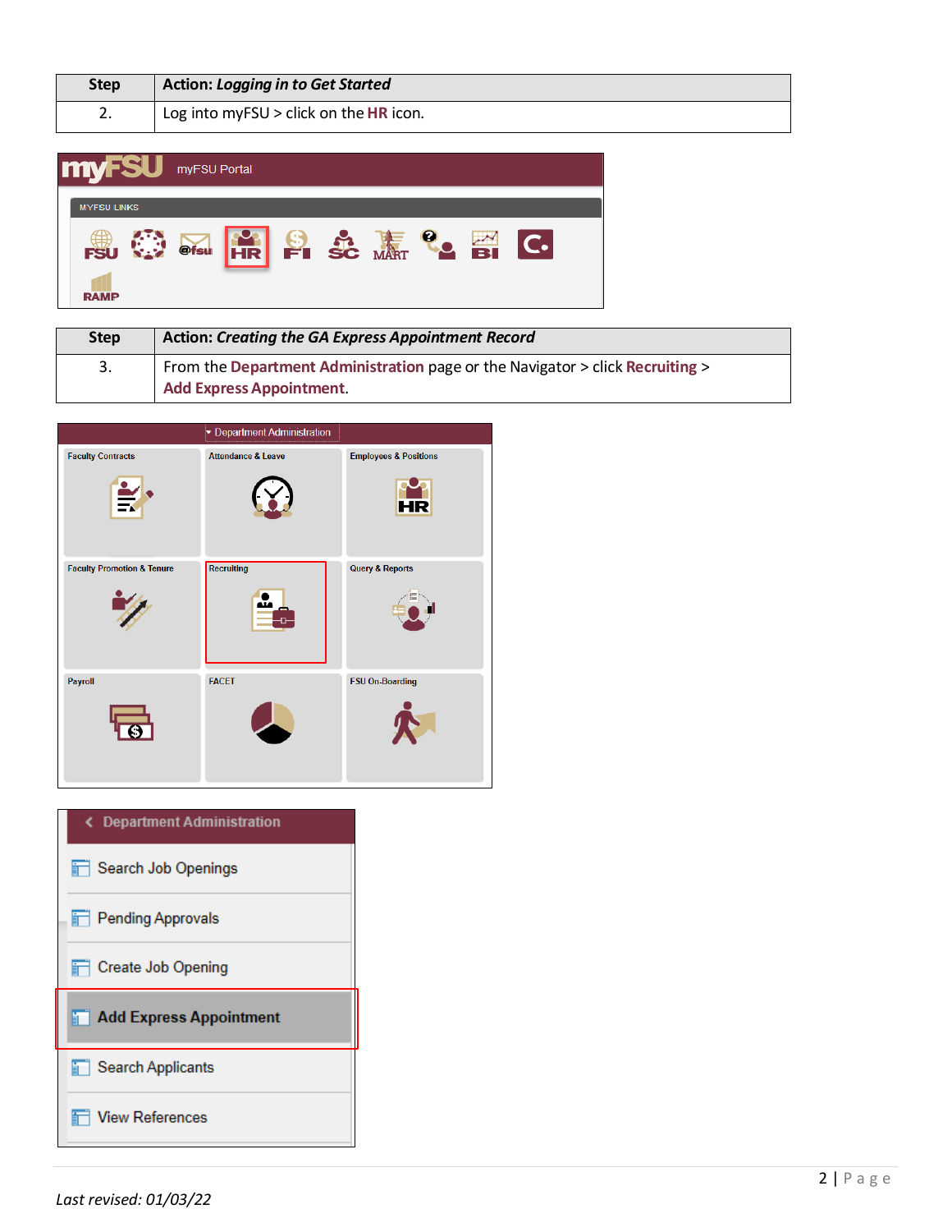| Step | Action: *Logging in to Get Started* |
| --- | --- |
| 2. | Log into myFSU > click on the **HR** icon. |

| Step | Action: *Creating the GA Express Appointment Record* |
| --- | --- |
| 3. | From the **Department Administration** page or the Navigator > click **Recruiting** > **Add Express Appointment**. |

*Last revised: 01/03/22*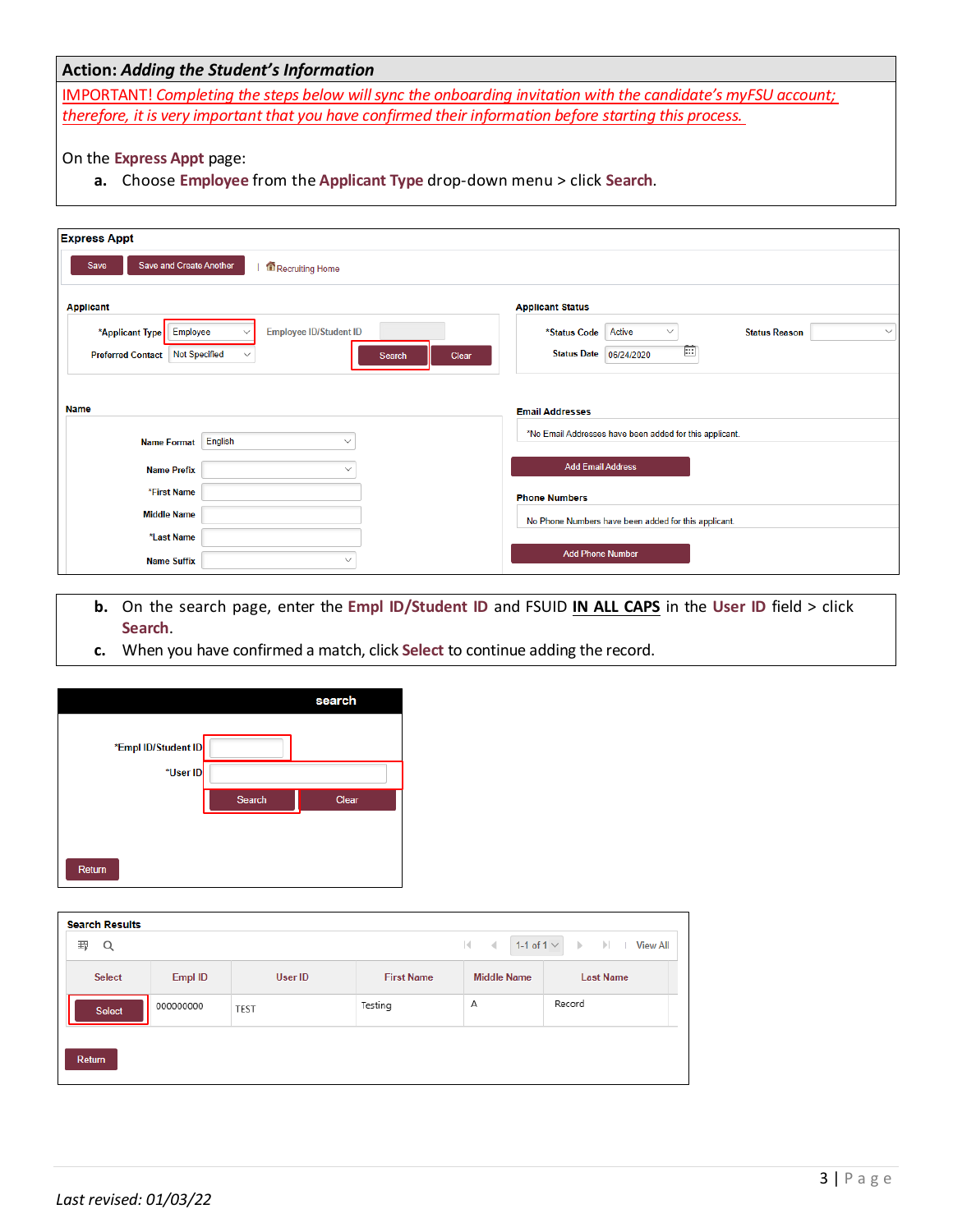**Action: *Adding the Student's Information***

IMPORTANT! *Completing the steps below will sync the onboarding invitation with the candidate's myFSU account; therefore, it is very important that you have confirmed their information before starting this process.*

On the **Express Appt** page:

a. Choose **Employee** from the **Applicant Type** drop-down menu > click **Search**.

**Express Appt**

Save | Save and Create Another | Recruiting Home

**Applicant**

*Applicant Type: Employee | Employee ID/Student ID

Preferred Contact: Not Specified | Search | Clear

**Applicant Status**

*Status Code: Active | Status Reason

Status Date: 06/24/2020

**Name**

Name Format: English

Name Prefix

*First Name

Middle Name

*Last Name

Name Suffix

**Email Addresses**

*No Email Addresses have been added for this applicant.

Add Email Address

**Phone Numbers**

No Phone Numbers have been added for this applicant.

Add Phone Number

b. On the search page, enter the **Empl ID/Student ID** and FSUID **IN ALL CAPS** in the **User ID** field > click **Search**.

c. When you have confirmed a match, click **Select** to continue adding the record.

**search**

*Empl ID/Student ID

*User ID

Search | Clear

Return

**Search Results**

1-1 of 1 | View All

| Select | Empl ID | User ID | First Name | Middle Name | Last Name |
|---|---|---|---|---|---|
| Select | 000000000 | TEST | Testing | A | Record |

Return

*Last revised: 01/03/22*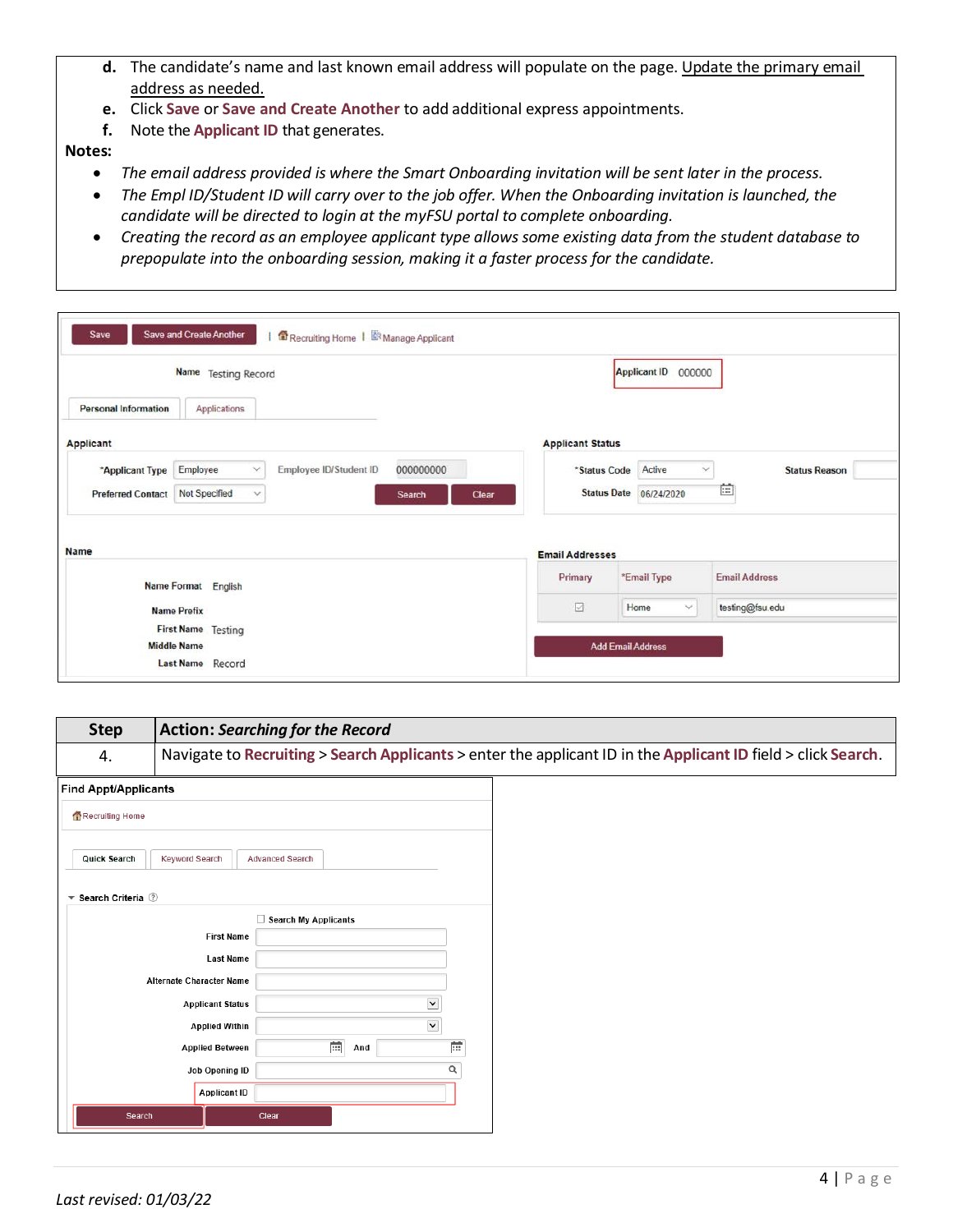d. The candidate's name and last known email address will populate on the page. Update the primary email address as needed.

e. Click **Save** or **Save and Create Another** to add additional express appointments.

f. Note the **Applicant ID** that generates.

**Notes:**

- *The email address provided is where the Smart Onboarding invitation will be sent later in the process.*
- *The Empl ID/Student ID will carry over to the job offer. When the Onboarding invitation is launched, the candidate will be directed to login at the myFSU portal to complete onboarding.*
- *Creating the record as an employee applicant type allows some existing data from the student database to prepopulate into the onboarding session, making it a faster process for the candidate.*

| Step | Action: *Searching for the Record* |
|---|---|
| 4. | Navigate to **Recruiting** > **Search Applicants** > enter the applicant ID in the **Applicant ID** field > click **Search**. |

*Last revised: 01/03/22*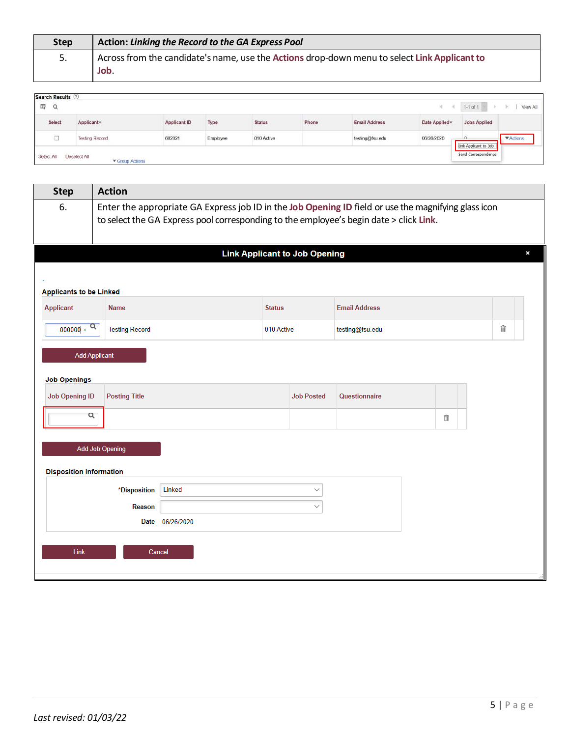| Step | Action: *Linking the Record to the GA Express Pool* |
|---|---|
| 5. | Across from the candidate's name, use the **Actions** drop-down menu to select **Link Applicant to Job**. |

| Step | Action |
|---|---|
| 6. | Enter the appropriate GA Express job ID in the **Job Opening ID** field or use the magnifying glass icon to select the GA Express pool corresponding to the employee's begin date > click **Link**. |

*Last revised: 01/03/22*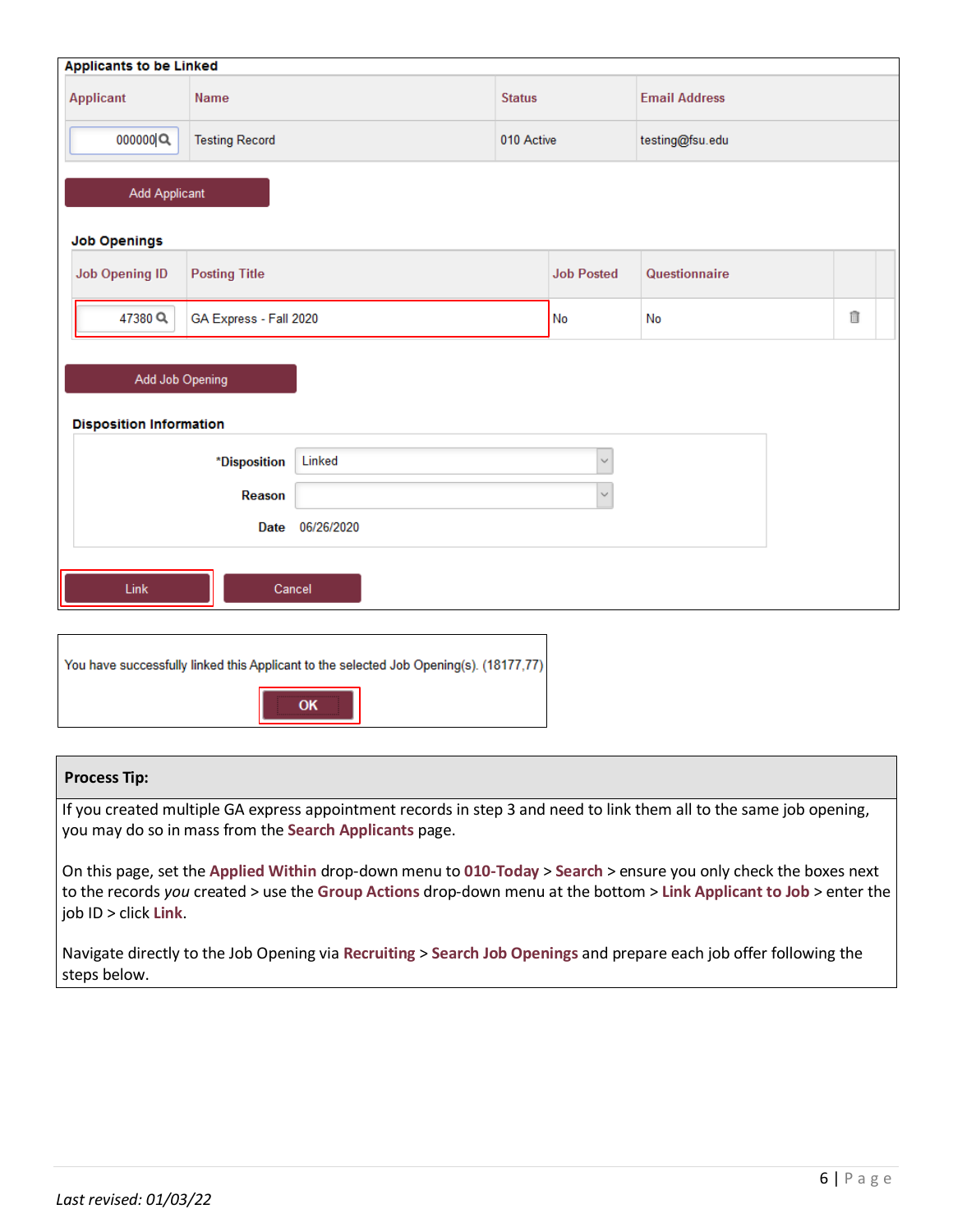**Applicants to be Linked**

| Applicant | Name | Status | Email Address |
|---|---|---|---|
| 000000 | Testing Record | 010 Active | testing@fsu.edu |

Add Applicant

**Job Openings**

| Job Opening ID | Posting Title | Job Posted | Questionnaire |
|---|---|---|---|
| 47380 | GA Express - Fall 2020 | No | No |

Add Job Opening

**Disposition Information**

*Disposition: Linked

Reason:

Date: 06/26/2020

Link | Cancel

You have successfully linked this Applicant to the selected Job Opening(s). (18177,77)

OK

| Process Tip: |
|---|
| If you created multiple GA express appointment records in step 3 and need to link them all to the same job opening, you may do so in mass from the **Search Applicants** page.<br><br>On this page, set the **Applied Within** drop-down menu to **010-Today** > **Search** > ensure you only check the boxes next to the records *you* created > use the **Group Actions** drop-down menu at the bottom > **Link Applicant to Job** > enter the job ID > click **Link**.<br><br>Navigate directly to the Job Opening via **Recruiting** > **Search Job Openings** and prepare each job offer following the steps below. |

*Last revised: 01/03/22*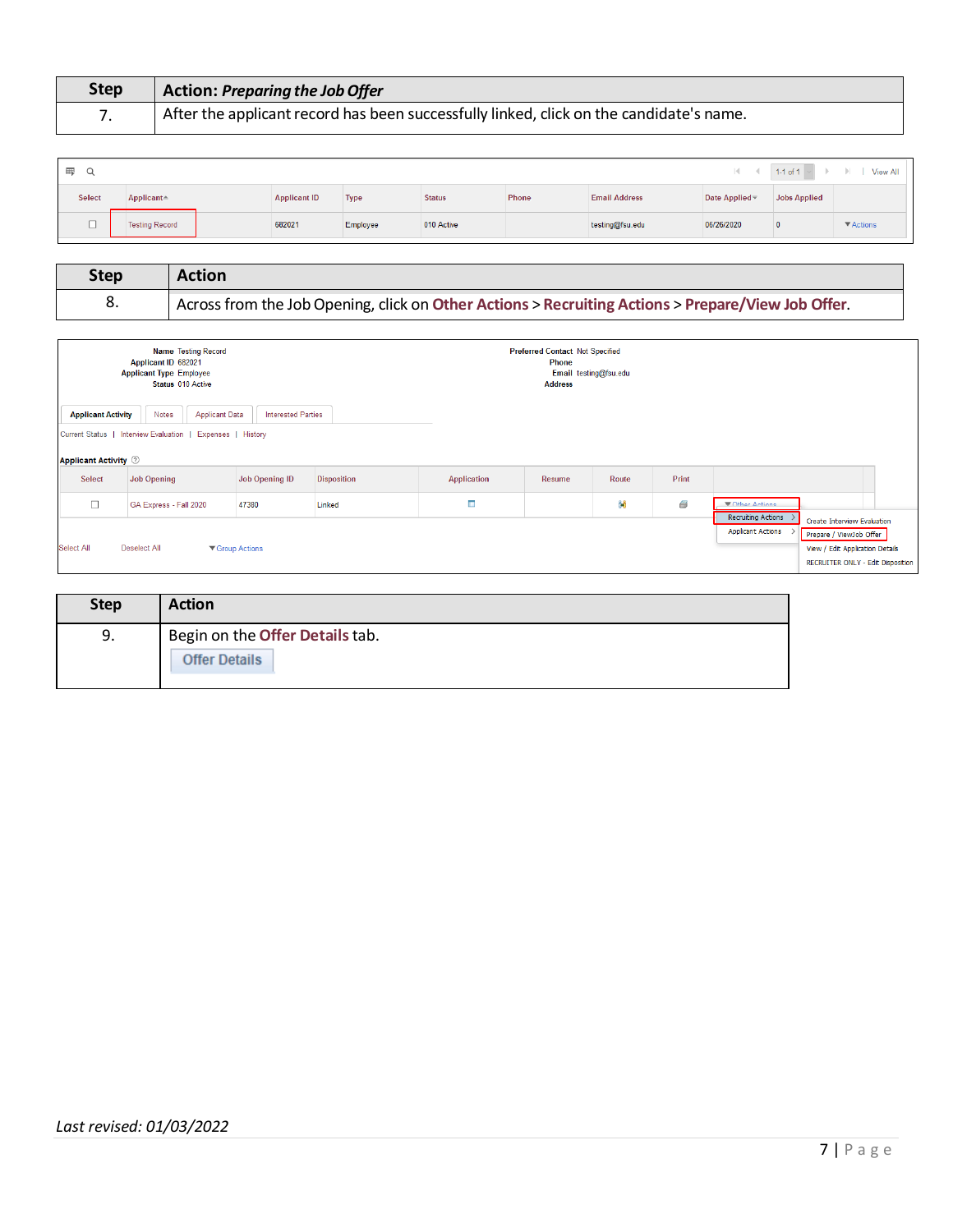| Step | Action: *Preparing the Job Offer* |
| --- | --- |
| 7. | After the applicant record has been successfully linked, click on the candidate's name. |

| Select | Applicant | Applicant ID | Type | Status | Phone | Email Address | Date Applied | Jobs Applied | |
| --- | --- | --- | --- | --- | --- | --- | --- | --- | --- |
| ☐ | Testing Record | 682021 | Employee | 010 Active | | testing@fsu.edu | 06/26/2020 | 0 | ▼Actions |

| Step | Action |
| --- | --- |
| 8. | Across from the Job Opening, click on **Other Actions** > **Recruiting Actions** > **Prepare/View Job Offer**. |

Name Testing Record
Applicant ID 682021
Applicant Type Employee
Status 010 Active

Preferred Contact Not Specified
Phone
Email testing@fsu.edu
Address

Applicant Activity | Notes | Applicant Data | Interested Parties

Current Status | Interview Evaluation | Expenses | History

Applicant Activity

| Select | Job Opening | Job Opening ID | Disposition | Application | Resume | Route | Print | |
| --- | --- | --- | --- | --- | --- | --- | --- | --- |
| ☐ | GA Express - Fall 2020 | 47380 | Linked | | | | | ▼Other Actions |

Recruiting Actions > Create Interview Evaluation; Prepare / ViewJob Offer; View / Edit Application Details; RECRUITER ONLY - Edit Disposition

Applicant Actions >

Select All Deselect All ▼Group Actions

| Step | Action |
| --- | --- |
| 9. | Begin on the **Offer Details** tab. Offer Details |

*Last revised: 01/03/2022*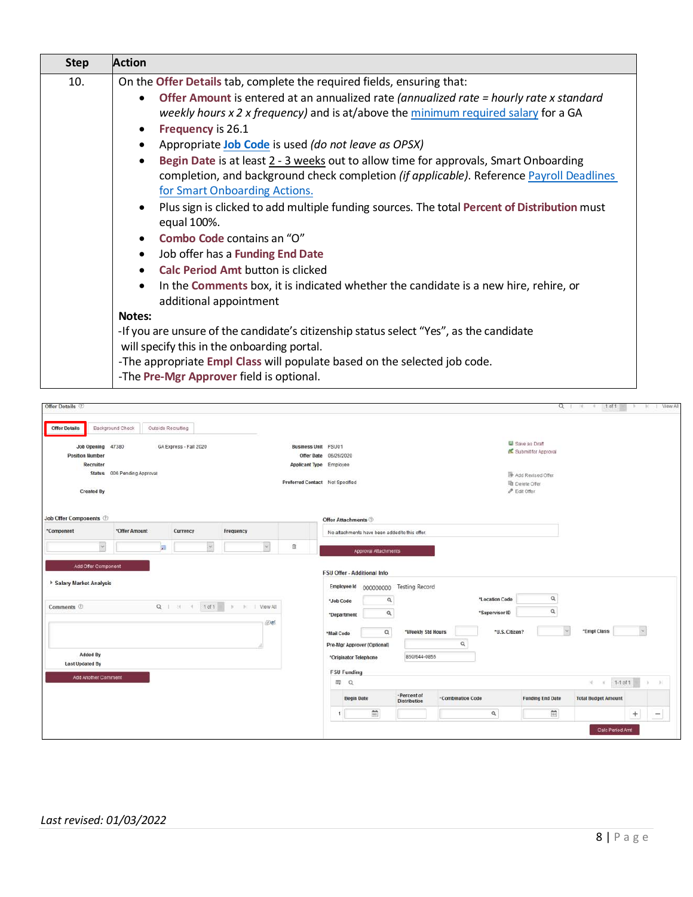| Step | Action |
|---|---|
| 10. | On the **Offer Details** tab, complete the required fields, ensuring that:<br>• **Offer Amount** is entered at an annualized rate *(annualized rate = hourly rate x standard weekly hours x 2 x frequency)* and is at/above the minimum required salary for a GA<br>• **Frequency** is 26.1<br>• Appropriate **Job Code** is used *(do not leave as OPSX)*<br>• **Begin Date** is at least 2 - 3 weeks out to allow time for approvals, Smart Onboarding completion, and background check completion *(if applicable)*. Reference Payroll Deadlines for Smart Onboarding Actions.<br>• Plus sign is clicked to add multiple funding sources. The total **Percent of Distribution** must equal 100%.<br>• **Combo Code** contains an "O"<br>• Job offer has a **Funding End Date**<br>• **Calc Period Amt** button is clicked<br>• In the **Comments** box, it is indicated whether the candidate is a new hire, rehire, or additional appointment<br>**Notes:**<br>-If you are unsure of the candidate's citizenship status select "Yes", as the candidate will specify this in the onboarding portal.<br>-The appropriate **Empl Class** will populate based on the selected job code.<br>-The **Pre-Mgr Approver** field is optional. |

*Last revised: 01/03/2022*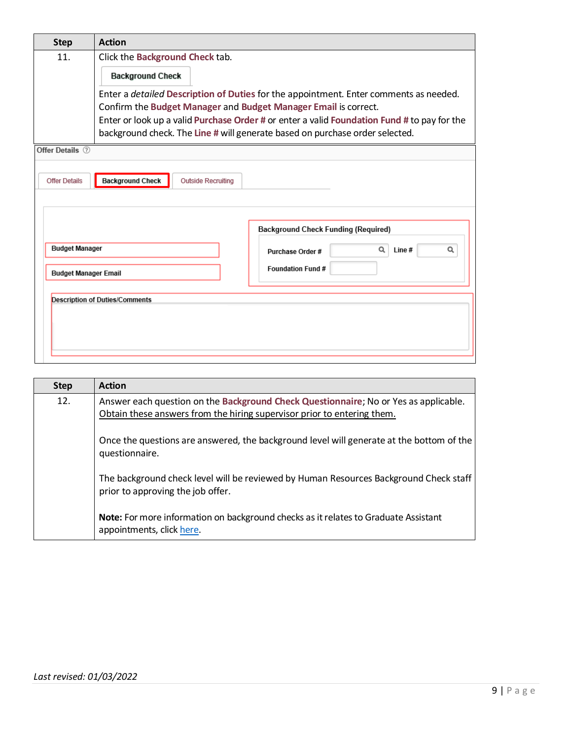| Step | Action |
|---|---|
| 11. | Click the **Background Check** tab.<br><br>Background Check<br><br>Enter a *detailed* **Description of Duties** for the appointment. Enter comments as needed.<br>Confirm the **Budget Manager** and **Budget Manager Email** is correct.<br>Enter or look up a valid **Purchase Order #** or enter a valid **Foundation Fund #** to pay for the background check. The **Line #** will generate based on purchase order selected. |

Offer Details

Offer Details | Background Check | Outside Recruiting

Budget Manager

Budget Manager Email

Background Check Funding (Required)

Purchase Order # | Line #

Foundation Fund #

Description of Duties/Comments

| Step | Action |
|---|---|
| 12. | Answer each question on the **Background Check Questionnaire**; No or Yes as applicable. Obtain these answers from the hiring supervisor prior to entering them.<br><br>Once the questions are answered, the background level will generate at the bottom of the questionnaire.<br><br>The background check level will be reviewed by Human Resources Background Check staff prior to approving the job offer.<br><br>**Note:** For more information on background checks as it relates to Graduate Assistant appointments, click here. |

*Last revised: 01/03/2022*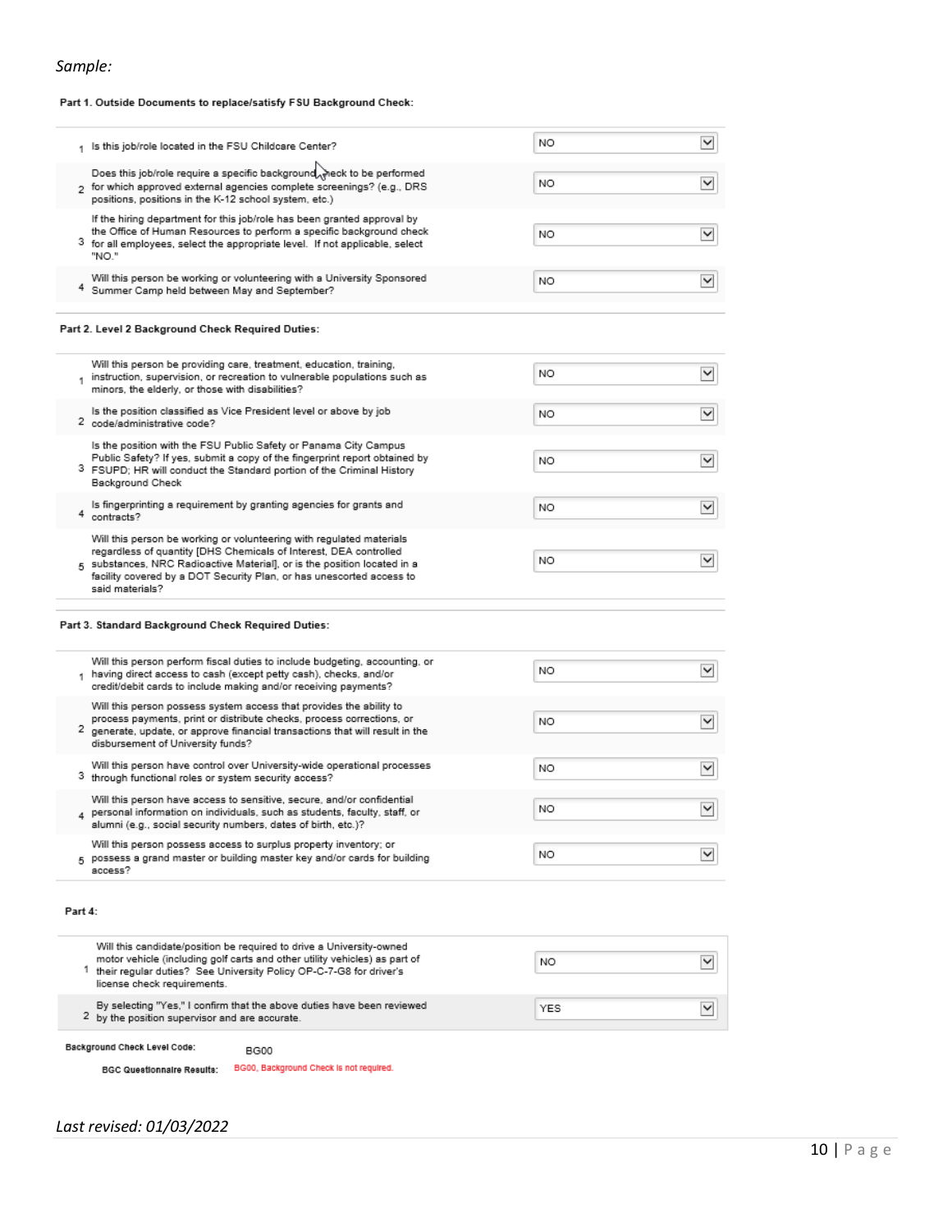*Sample:*

**Part 1. Outside Documents to replace/satisfy FSU Background Check:**

| # | Question | Answer |
|---|---|---|
| 1 | Is this job/role located in the FSU Childcare Center? | NO |
| 2 | Does this job/role require a specific background check to be performed for which approved external agencies complete screenings? (e.g., DRS positions, positions in the K-12 school system, etc.) | NO |
| 3 | If the hiring department for this job/role has been granted approval by the Office of Human Resources to perform a specific background check for all employees, select the appropriate level. If not applicable, select "NO." | NO |
| 4 | Will this person be working or volunteering with a University Sponsored Summer Camp held between May and September? | NO |

**Part 2. Level 2 Background Check Required Duties:**

| # | Question | Answer |
|---|---|---|
| 1 | Will this person be providing care, treatment, education, training, instruction, supervision, or recreation to vulnerable populations such as minors, the elderly, or those with disabilities? | NO |
| 2 | Is the position classified as Vice President level or above by job code/administrative code? | NO |
| 3 | Is the position with the FSU Public Safety or Panama City Campus Public Safety? If yes, submit a copy of the fingerprint report obtained by FSUPD; HR will conduct the Standard portion of the Criminal History Background Check | NO |
| 4 | Is fingerprinting a requirement by granting agencies for grants and contracts? | NO |
| 5 | Will this person be working or volunteering with regulated materials regardless of quantity [DHS Chemicals of Interest, DEA controlled substances, NRC Radioactive Material], or is the position located in a facility covered by a DOT Security Plan, or has unescorted access to said materials? | NO |

**Part 3. Standard Background Check Required Duties:**

| # | Question | Answer |
|---|---|---|
| 1 | Will this person perform fiscal duties to include budgeting, accounting, or having direct access to cash (except petty cash), checks, and/or credit/debit cards to include making and/or receiving payments? | NO |
| 2 | Will this person possess system access that provides the ability to process payments, print or distribute checks, process corrections, or generate, update, or approve financial transactions that will result in the disbursement of University funds? | NO |
| 3 | Will this person have control over University-wide operational processes through functional roles or system security access? | NO |
| 4 | Will this person have access to sensitive, secure, and/or confidential personal information on individuals, such as students, faculty, staff, or alumni (e.g., social security numbers, dates of birth, etc.)? | NO |
| 5 | Will this person possess access to surplus property inventory; or possess a grand master or building master key and/or cards for building access? | NO |

**Part 4:**

| # | Question | Answer |
|---|---|---|
| 1 | Will this candidate/position be required to drive a University-owned motor vehicle (including golf carts and other utility vehicles) as part of their regular duties? See University Policy OP-C-7-G8 for driver's license check requirements. | NO |
| 2 | By selecting "Yes," I confirm that the above duties have been reviewed by the position supervisor and are accurate. | YES |

**Background Check Level Code:** BG00

**BGC Questionnaire Results:** BG00, Background Check is not required.

*Last revised: 01/03/2022*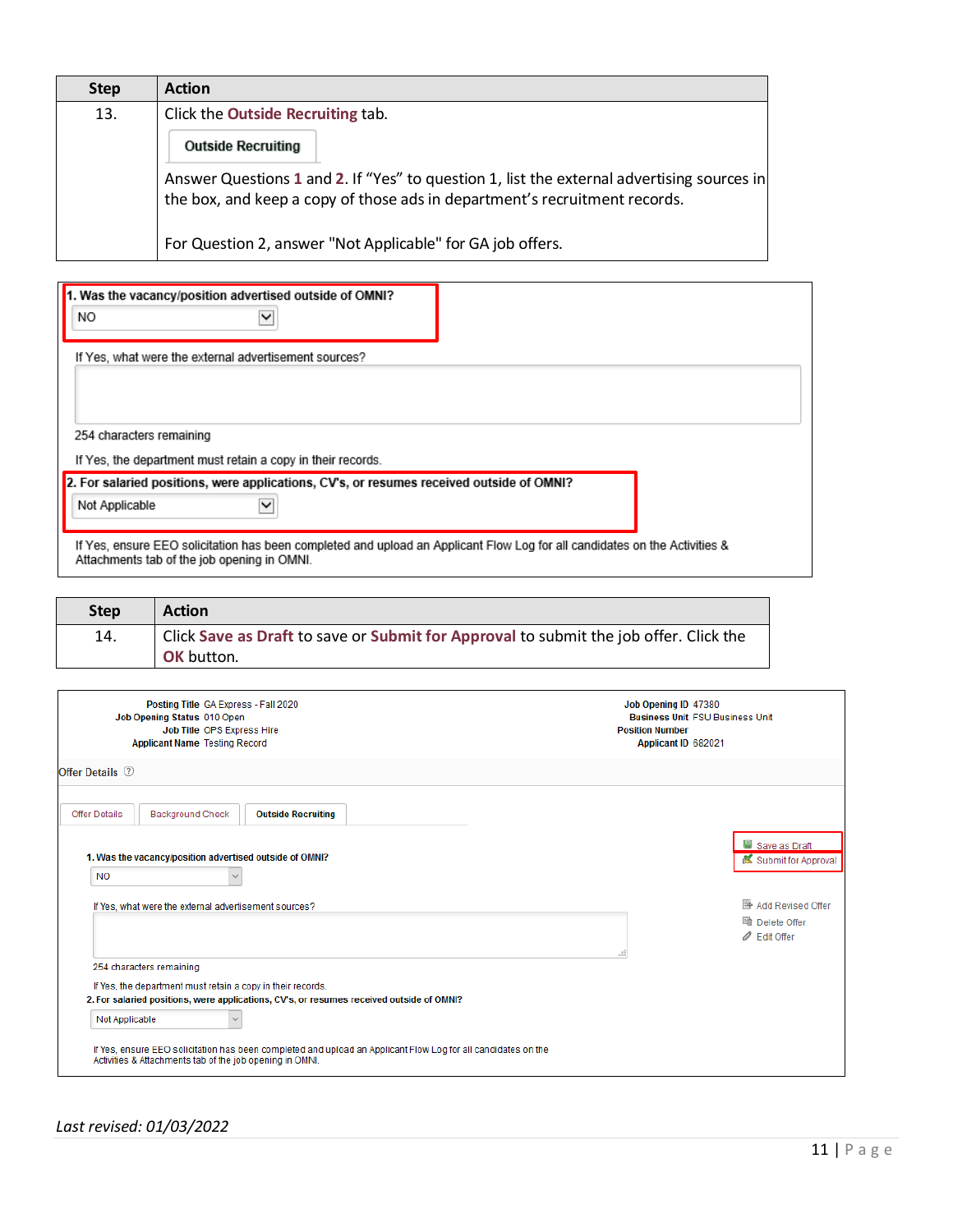| Step | Action |
| --- | --- |
| 13. | Click the **Outside Recruiting** tab.<br><br>**Outside Recruiting**<br><br>Answer Questions **1** and **2**. If "Yes" to question 1, list the external advertising sources in the box, and keep a copy of those ads in department's recruitment records.<br><br>For Question 2, answer "Not Applicable" for GA job offers. |

**1. Was the vacancy/position advertised outside of OMNI?**

NO

If Yes, what were the external advertisement sources?

254 characters remaining

If Yes, the department must retain a copy in their records.

**2. For salaried positions, were applications, CV's, or resumes received outside of OMNI?**

Not Applicable

If Yes, ensure EEO solicitation has been completed and upload an Applicant Flow Log for all candidates on the Activities & Attachments tab of the job opening in OMNI.

| Step | Action |
| --- | --- |
| 14. | Click **Save as Draft** to save or **Submit for Approval** to submit the job offer. Click the **OK** button. |

**Posting Title** GA Express - Fall 2020
**Job Opening Status** 010 Open
**Job Title** OPS Express Hire
**Applicant Name** Testing Record

**Job Opening ID** 47380
**Business Unit** FSU Business Unit
**Position Number**
**Applicant ID** 682021

Offer Details

Offer Details | Background Check | **Outside Recruiting**

**1. Was the vacancy/position advertised outside of OMNI?**

NO

If Yes, what were the external advertisement sources?

254 characters remaining

If Yes, the department must retain a copy in their records.

**2. For salaried positions, were applications, CV's, or resumes received outside of OMNI?**

Not Applicable

If Yes, ensure EEO solicitation has been completed and upload an Applicant Flow Log for all candidates on the Activities & Attachments tab of the job opening in OMNI.

Save as Draft
Submit for Approval
Add Revised Offer
Delete Offer
Edit Offer

*Last revised: 01/03/2022*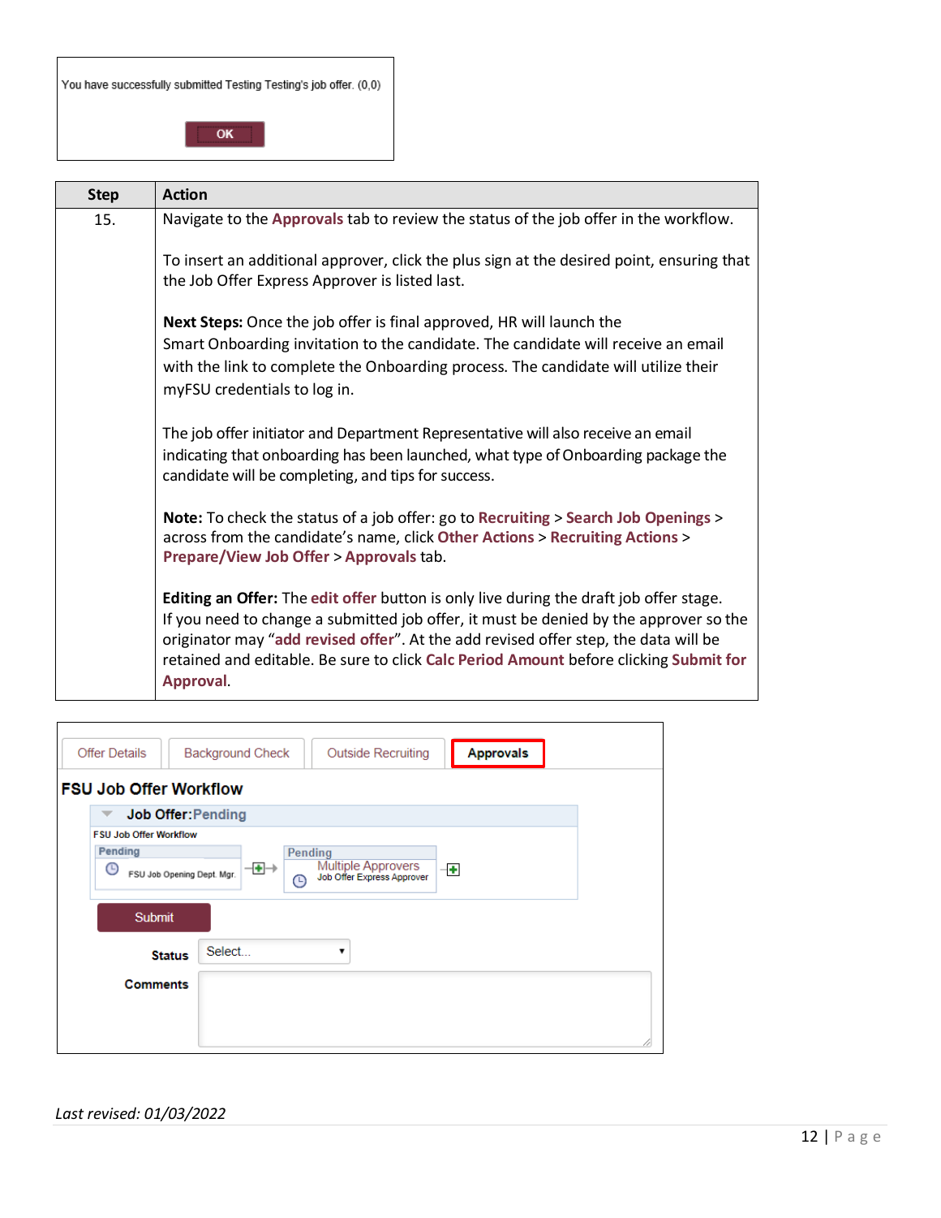You have successfully submitted Testing Testing's job offer. (0,0)

OK

| Step | Action |
|---|---|
| 15. | Navigate to the **Approvals** tab to review the status of the job offer in the workflow.<br><br>To insert an additional approver, click the plus sign at the desired point, ensuring that the Job Offer Express Approver is listed last.<br><br>**Next Steps:** Once the job offer is final approved, HR will launch the Smart Onboarding invitation to the candidate. The candidate will receive an email with the link to complete the Onboarding process. The candidate will utilize their myFSU credentials to log in.<br><br>The job offer initiator and Department Representative will also receive an email indicating that onboarding has been launched, what type of Onboarding package the candidate will be completing, and tips for success.<br><br>**Note:** To check the status of a job offer: go to **Recruiting** > **Search Job Openings** > across from the candidate's name, click **Other Actions** > **Recruiting Actions** > **Prepare/View Job Offer** > **Approvals** tab.<br><br>**Editing an Offer:** The **edit offer** button is only live during the draft job offer stage. If you need to change a submitted job offer, it must be denied by the approver so the originator may "**add revised offer**". At the add revised offer step, the data will be retained and editable. Be sure to click **Calc Period Amount** before clicking **Submit for Approval**. |

Offer Details | Background Check | Outside Recruiting | **Approvals**

**FSU Job Offer Workflow**

Job Offer: Pending

FSU Job Offer Workflow

Pending — FSU Job Opening Dept. Mgr.

Pending — Multiple Approvers — Job Offer Express Approver

Submit

Status: Select...

Comments

*Last revised: 01/03/2022*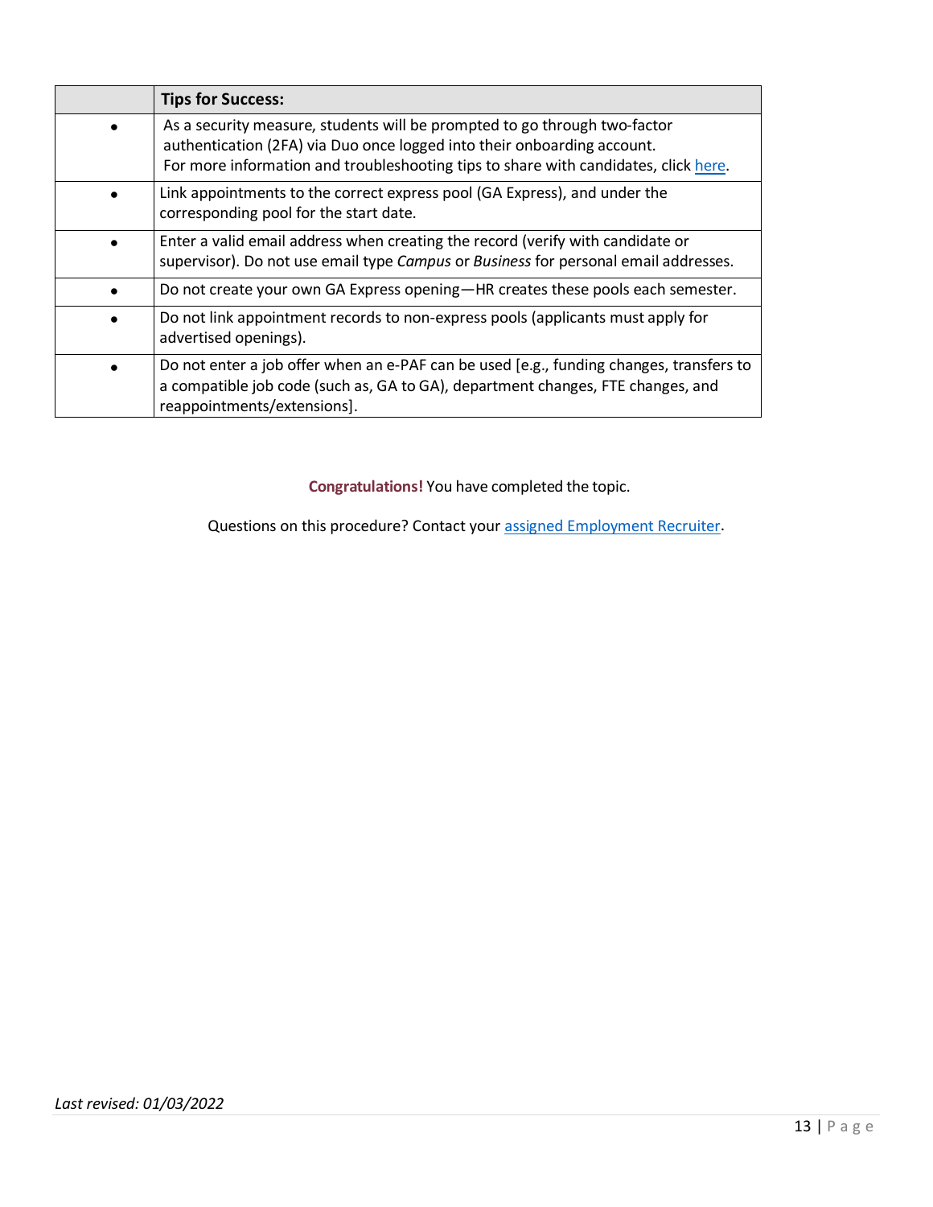| | Tips for Success: |
| --- | --- |
| • | As a security measure, students will be prompted to go through two-factor authentication (2FA) via Duo once logged into their onboarding account. For more information and troubleshooting tips to share with candidates, click here. |
| • | Link appointments to the correct express pool (GA Express), and under the corresponding pool for the start date. |
| • | Enter a valid email address when creating the record (verify with candidate or supervisor). Do not use email type *Campus* or *Business* for personal email addresses. |
| • | Do not create your own GA Express opening—HR creates these pools each semester. |
| • | Do not link appointment records to non-express pools (applicants must apply for advertised openings). |
| • | Do not enter a job offer when an e-PAF can be used [e.g., funding changes, transfers to a compatible job code (such as, GA to GA), department changes, FTE changes, and reappointments/extensions]. |

**Congratulations!** You have completed the topic.

Questions on this procedure? Contact your assigned Employment Recruiter.

*Last revised: 01/03/2022*